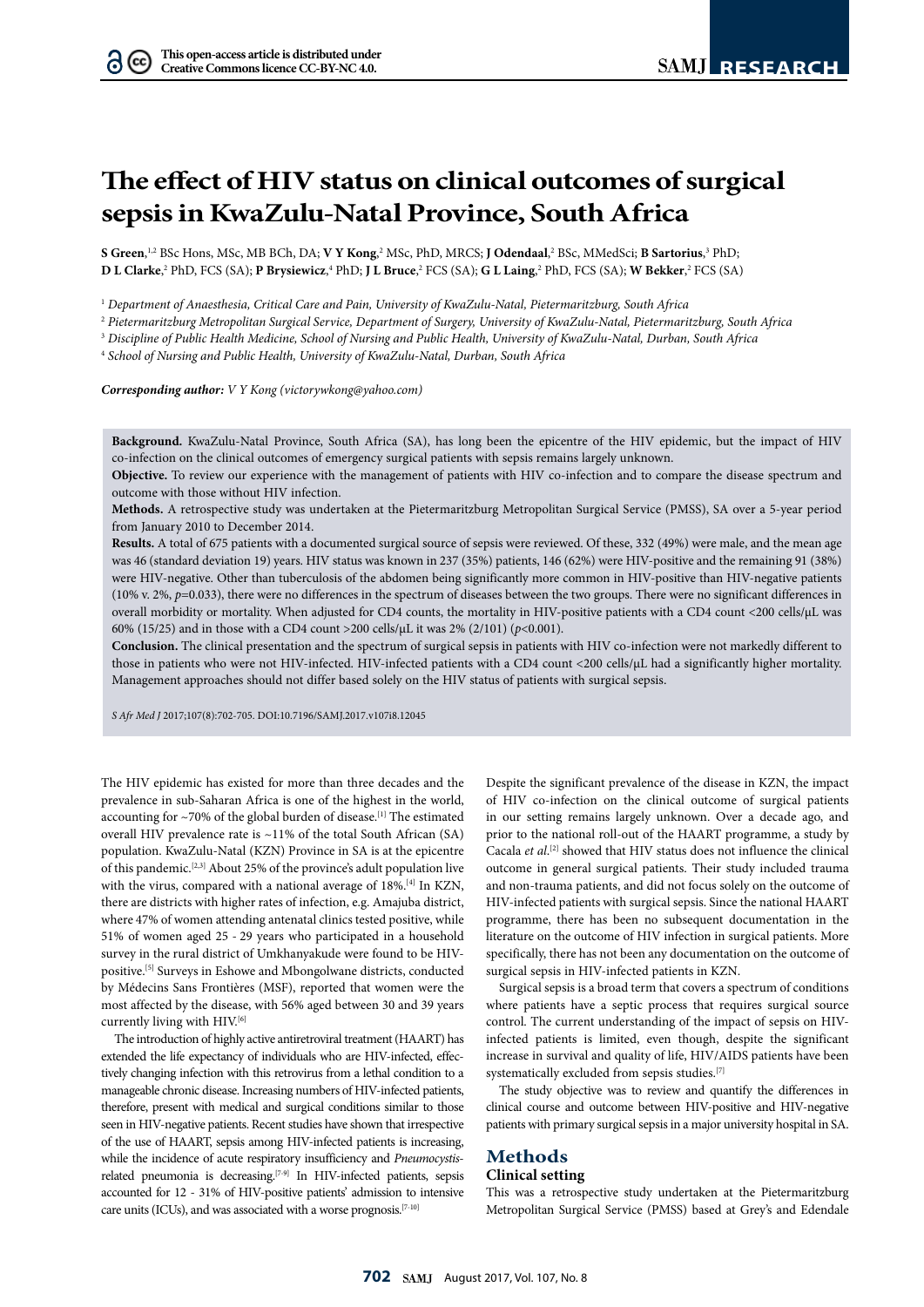# The effect of HIV status on clinical outcomes of surgical sepsis in KwaZulu-Natal Province, South Africa

**S Green**,[1,2] BSc Hons, MSc, MB BCh, DA; **V Y Kong**,[2] MSc, PhD, MRCS; **J Odendaal**,[2] BSc, MMedSci; **B Sartorius**,[3] PhD; **D L Clarke**,[2] PhD, FCS (SA); **P Brysiewicz**,[4] PhD; **J L Bruce**,[2] FCS (SA); **G L Laing**,[2] PhD, FCS (SA); **W Bekker**,[2] FCS (SA)

[1] *Department of Anaesthesia, Critical Care and Pain, University of KwaZulu-Natal, Pietermaritzburg, South Africa*

[2] *Pietermaritzburg Metropolitan Surgical Service, Department of Surgery, University of KwaZulu-Natal, Pietermaritzburg, South Africa*

[3] *Discipline of Public Health Medicine, School of Nursing and Public Health, University of KwaZulu-Natal, Durban, South Africa*

[4] *School of Nursing and Public Health, University of KwaZulu-Natal, Durban, South Africa*

***Corresponding author:*** *V Y Kong (victorywkong@yahoo.com)*

**Background.** KwaZulu-Natal Province, South Africa (SA), has long been the epicentre of the HIV epidemic, but the impact of HIV co-infection on the clinical outcomes of emergency surgical patients with sepsis remains largely unknown.

**Objective.** To review our experience with the management of patients with HIV co-infection and to compare the disease spectrum and outcome with those without HIV infection.

**Methods.** A retrospective study was undertaken at the Pietermaritzburg Metropolitan Surgical Service (PMSS), SA over a 5-year period from January 2010 to December 2014.

**Results.** A total of 675 patients with a documented surgical source of sepsis were reviewed. Of these, 332 (49%) were male, and the mean age was 46 (standard deviation 19) years. HIV status was known in 237 (35%) patients, 146 (62%) were HIV-positive and the remaining 91 (38%) were HIV-negative. Other than tuberculosis of the abdomen being significantly more common in HIV-positive than HIV-negative patients (10% v. 2%, $p$=0.033), there were no differences in the spectrum of diseases between the two groups. There were no significant differences in overall morbidity or mortality. When adjusted for CD4 counts, the mortality in HIV-positive patients with a CD4 count <200 cells/µL was 60% (15/25) and in those with a CD4 count >200 cells/µL it was 2% (2/101) ($p$<0.001).

**Conclusion.** The clinical presentation and the spectrum of surgical sepsis in patients with HIV co-infection were not markedly different to those in patients who were not HIV-infected. HIV-infected patients with a CD4 count <200 cells/µL had a significantly higher mortality. Management approaches should not differ based solely on the HIV status of patients with surgical sepsis.

*S Afr Med J* 2017;107(8):702-705. DOI:10.7196/SAMJ.2017.v107i8.12045

The HIV epidemic has existed for more than three decades and the prevalence in sub-Saharan Africa is one of the highest in the world, accounting for ~70% of the global burden of disease.[1] The estimated overall HIV prevalence rate is ~11% of the total South African (SA) population. KwaZulu-Natal (KZN) Province in SA is at the epicentre of this pandemic.[2,3] About 25% of the province's adult population live with the virus, compared with a national average of 18%.[4] In KZN, there are districts with higher rates of infection, e.g. Amajuba district, where 47% of women attending antenatal clinics tested positive, while 51% of women aged 25 - 29 years who participated in a household survey in the rural district of Umkhanyakude were found to be HIV-positive.[5] Surveys in Eshowe and Mbongolwane districts, conducted by Médecins Sans Frontières (MSF), reported that women were the most affected by the disease, with 56% aged between 30 and 39 years currently living with HIV.[6]

The introduction of highly active antiretroviral treatment (HAART) has extended the life expectancy of individuals who are HIV-infected, effectively changing infection with this retrovirus from a lethal condition to a manageable chronic disease. Increasing numbers of HIV-infected patients, therefore, present with medical and surgical conditions similar to those seen in HIV-negative patients. Recent studies have shown that irrespective of the use of HAART, sepsis among HIV-infected patients is increasing, while the incidence of acute respiratory insufficiency and *Pneumocystis*-related pneumonia is decreasing.[7-9] In HIV-infected patients, sepsis accounted for 12 - 31% of HIV-positive patients' admission to intensive care units (ICUs), and was associated with a worse prognosis.[7-10]

Despite the significant prevalence of the disease in KZN, the impact of HIV co-infection on the clinical outcome of surgical patients in our setting remains largely unknown. Over a decade ago, and prior to the national roll-out of the HAART programme, a study by Cacala *et al*.[2] showed that HIV status does not influence the clinical outcome in general surgical patients. Their study included trauma and non-trauma patients, and did not focus solely on the outcome of HIV-infected patients with surgical sepsis. Since the national HAART programme, there has been no subsequent documentation in the literature on the outcome of HIV infection in surgical patients. More specifically, there has not been any documentation on the outcome of surgical sepsis in HIV-infected patients in KZN.

Surgical sepsis is a broad term that covers a spectrum of conditions where patients have a septic process that requires surgical source control. The current understanding of the impact of sepsis on HIV-infected patients is limited, even though, despite the significant increase in survival and quality of life, HIV/AIDS patients have been systematically excluded from sepsis studies.[7]

The study objective was to review and quantify the differences in clinical course and outcome between HIV-positive and HIV-negative patients with primary surgical sepsis in a major university hospital in SA.

## Methods

### Clinical setting

This was a retrospective study undertaken at the Pietermaritzburg Metropolitan Surgical Service (PMSS) based at Grey's and Edendale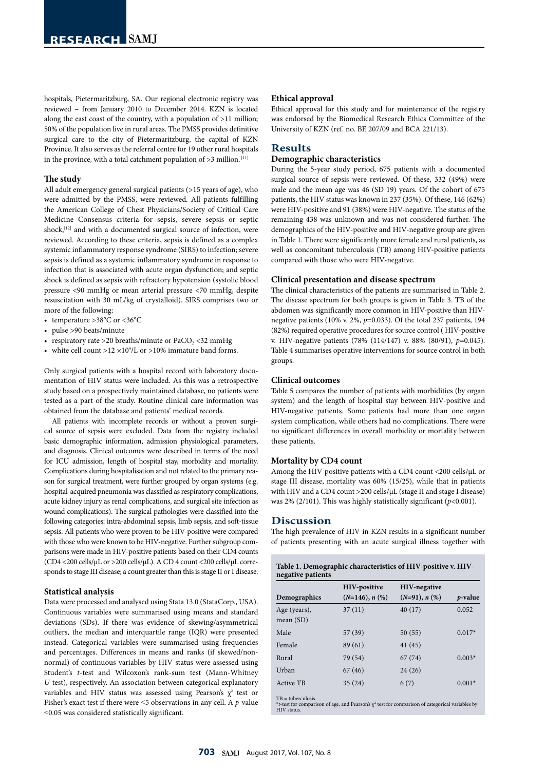hospitals, Pietermaritzburg, SA. Our regional electronic registry was reviewed – from January 2010 to December 2014. KZN is located along the east coast of the country, with a population of >11 million; 50% of the population live in rural areas. The PMSS provides definitive surgical care to the city of Pietermaritzburg, the capital of KZN Province. It also serves as the referral centre for 19 other rural hospitals in the province, with a total catchment population of >3 million.[11]

### The study

All adult emergency general surgical patients (>15 years of age), who were admitted by the PMSS, were reviewed. All patients fulfilling the American College of Chest Physicians/Society of Critical Care Medicine Consensus criteria for sepsis, severe sepsis or septic shock,[12] and with a documented surgical source of infection, were reviewed. According to these criteria, sepsis is defined as a complex systemic inflammatory response syndrome (SIRS) to infection; severe sepsis is defined as a systemic inflammatory syndrome in response to infection that is associated with acute organ dysfunction; and septic shock is defined as sepsis with refractory hypotension (systolic blood pressure <90 mmHg or mean arterial pressure <70 mmHg, despite resuscitation with 30 mL/kg of crystalloid). SIRS comprises two or more of the following:

- temperature >38°C or <36°C
- pulse >90 beats/minute
- respiratory rate >20 breaths/minute or $PaCO_2$ <32 mmHg
- white cell count $>12 \times 10^9$/L or >10% immature band forms.

Only surgical patients with a hospital record with laboratory documentation of HIV status were included. As this was a retrospective study based on a prospectively maintained database, no patients were tested as a part of the study. Routine clinical care information was obtained from the database and patients' medical records.

All patients with incomplete records or without a proven surgical source of sepsis were excluded. Data from the registry included basic demographic information, admission physiological parameters, and diagnosis. Clinical outcomes were described in terms of the need for ICU admission, length of hospital stay, morbidity and mortality. Complications during hospitalisation and not related to the primary reason for surgical treatment, were further grouped by organ systems (e.g. hospital-acquired pneumonia was classified as respiratory complications, acute kidney injury as renal complications, and surgical site infection as wound complications). The surgical pathologies were classified into the following categories: intra-abdominal sepsis, limb sepsis, and soft-tissue sepsis. All patients who were proven to be HIV-positive were compared with those who were known to be HIV-negative. Further subgroup comparisons were made in HIV-positive patients based on their CD4 counts (CD4 <200 cells/µL or >200 cells/µL). A CD 4 count <200 cells/µL corresponds to stage III disease; a count greater than this is stage II or I disease.

### Statistical analysis

Data were processed and analysed using Stata 13.0 (StataCorp., USA). Continuous variables were summarised using means and standard deviations (SDs). If there was evidence of skewing/asymmetrical outliers, the median and interquartile range (IQR) were presented instead. Categorical variables were summarised using frequencies and percentages. Differences in means and ranks (if skewed/non-normal) of continuous variables by HIV status were assessed using Student's *t*-test and Wilcoxon's rank-sum test (Mann-Whitney *U*-test), respectively. An association between categorical explanatory variables and HIV status was assessed using Pearson's $\chi^2$ test or Fisher's exact test if there were <5 observations in any cell. A *p*-value <0.05 was considered statistically significant.

### Ethical approval

Ethical approval for this study and for maintenance of the registry was endorsed by the Biomedical Research Ethics Committee of the University of KZN (ref. no. BE 207/09 and BCA 221/13).

## Results

### Demographic characteristics

During the 5-year study period, 675 patients with a documented surgical source of sepsis were reviewed. Of these, 332 (49%) were male and the mean age was 46 (SD 19) years. Of the cohort of 675 patients, the HIV status was known in 237 (35%). Of these, 146 (62%) were HIV-positive and 91 (38%) were HIV-negative. The status of the remaining 438 was unknown and was not considered further. The demographics of the HIV-positive and HIV-negative group are given in Table 1. There were significantly more female and rural patients, as well as concomitant tuberculosis (TB) among HIV-positive patients compared with those who were HIV-negative.

### Clinical presentation and disease spectrum

The clinical characteristics of the patients are summarised in Table 2. The disease spectrum for both groups is given in Table 3. TB of the abdomen was significantly more common in HIV-positive than HIV-negative patients (10% v. 2%, *p*=0.033). Of the total 237 patients, 194 (82%) required operative procedures for source control ( HIV-positive v. HIV-negative patients (78% (114/147) v. 88% (80/91), *p*=0.045). Table 4 summarises operative interventions for source control in both groups.

### Clinical outcomes

Table 5 compares the number of patients with morbidities (by organ system) and the length of hospital stay between HIV-positive and HIV-negative patients. Some patients had more than one organ system complication, while others had no complications. There were no significant differences in overall morbidity or mortality between these patients.

### Mortality by CD4 count

Among the HIV-positive patients with a CD4 count <200 cells/µL or stage III disease, mortality was 60% (15/25), while that in patients with HIV and a CD4 count >200 cells/µL (stage II and stage I disease) was 2% (2/101). This was highly statistically significant (*p*<0.001).

## Discussion

The high prevalence of HIV in KZN results in a significant number of patients presenting with an acute surgical illness together with

**Table 1. Demographic characteristics of HIV-positive v. HIV-negative patients**

| Demographics | HIV-positive (*N*=146), *n* (%) | HIV-negative (*N*=91), *n* (%) | *p*-value |
|---|---|---|---|
| Age (years), mean (SD) | 37 (11) | 40 (17) | 0.052 |
| Male | 57 (39) | 50 (55) | 0.017* |
| Female | 89 (61) | 41 (45) | |
| Rural | 79 (54) | 67 (74) | 0.003* |
| Urban | 67 (46) | 24 (26) | |
| Active TB | 35 (24) | 6 (7) | 0.001* |

TB = tuberculosis.
**t*-test for comparison of age, and Pearson's $\chi^2$ test for comparison of categorical variables by HIV status.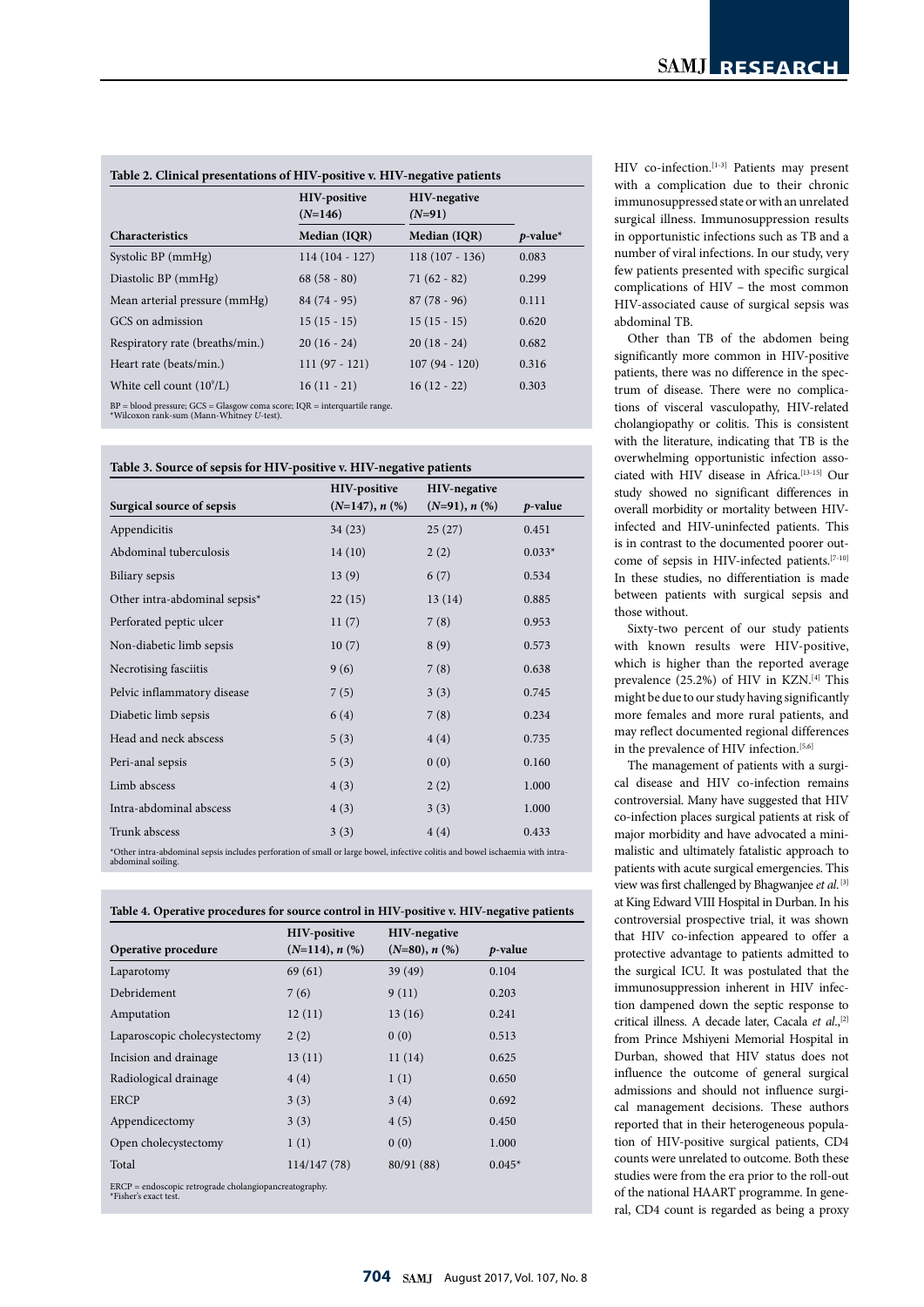**Table 2. Clinical presentations of HIV-positive v. HIV-negative patients**

| | HIV-positive (N=146) | HIV-negative (N=91) | |
|---|---|---|---|
| Characteristics | Median (IQR) | Median (IQR) | p-value* |
| Systolic BP (mmHg) | 114 (104 - 127) | 118 (107 - 136) | 0.083 |
| Diastolic BP (mmHg) | 68 (58 - 80) | 71 (62 - 82) | 0.299 |
| Mean arterial pressure (mmHg) | 84 (74 - 95) | 87 (78 - 96) | 0.111 |
| GCS on admission | 15 (15 - 15) | 15 (15 - 15) | 0.620 |
| Respiratory rate (breaths/min.) | 20 (16 - 24) | 20 (18 - 24) | 0.682 |
| Heart rate (beats/min.) | 111 (97 - 121) | 107 (94 - 120) | 0.316 |
| White cell count ($10^9$/L) | 16 (11 - 21) | 16 (12 - 22) | 0.303 |

BP = blood pressure; GCS = Glasgow coma score; IQR = interquartile range.
*Wilcoxon rank-sum (Mann-Whitney U-test).

**Table 3. Source of sepsis for HIV-positive v. HIV-negative patients**

| Surgical source of sepsis | HIV-positive (N=147), n (%) | HIV-negative (N=91), n (%) | p-value |
|---|---|---|---|
| Appendicitis | 34 (23) | 25 (27) | 0.451 |
| Abdominal tuberculosis | 14 (10) | 2 (2) | 0.033* |
| Biliary sepsis | 13 (9) | 6 (7) | 0.534 |
| Other intra-abdominal sepsis* | 22 (15) | 13 (14) | 0.885 |
| Perforated peptic ulcer | 11 (7) | 7 (8) | 0.953 |
| Non-diabetic limb sepsis | 10 (7) | 8 (9) | 0.573 |
| Necrotising fasciitis | 9 (6) | 7 (8) | 0.638 |
| Pelvic inflammatory disease | 7 (5) | 3 (3) | 0.745 |
| Diabetic limb sepsis | 6 (4) | 7 (8) | 0.234 |
| Head and neck abscess | 5 (3) | 4 (4) | 0.735 |
| Peri-anal sepsis | 5 (3) | 0 (0) | 0.160 |
| Limb abscess | 4 (3) | 2 (2) | 1.000 |
| Intra-abdominal abscess | 4 (3) | 3 (3) | 1.000 |
| Trunk abscess | 3 (3) | 4 (4) | 0.433 |

*Other intra-abdominal sepsis includes perforation of small or large bowel, infective colitis and bowel ischaemia with intra-abdominal soiling.

**Table 4. Operative procedures for source control in HIV-positive v. HIV-negative patients**

| Operative procedure | HIV-positive (N=114), n (%) | HIV-negative (N=80), n (%) | p-value |
|---|---|---|---|
| Laparotomy | 69 (61) | 39 (49) | 0.104 |
| Debridement | 7 (6) | 9 (11) | 0.203 |
| Amputation | 12 (11) | 13 (16) | 0.241 |
| Laparoscopic cholecystectomy | 2 (2) | 0 (0) | 0.513 |
| Incision and drainage | 13 (11) | 11 (14) | 0.625 |
| Radiological drainage | 4 (4) | 1 (1) | 0.650 |
| ERCP | 3 (3) | 3 (4) | 0.692 |
| Appendicectomy | 3 (3) | 4 (5) | 0.450 |
| Open cholecystectomy | 1 (1) | 0 (0) | 1.000 |
| Total | 114/147 (78) | 80/91 (88) | 0.045* |

ERCP = endoscopic retrograde cholangiopancreatography.
*Fisher's exact test.

HIV co-infection.[1-3] Patients may present with a complication due to their chronic immunosuppressed state or with an unrelated surgical illness. Immunosuppression results in opportunistic infections such as TB and a number of viral infections. In our study, very few patients presented with specific surgical complications of HIV – the most common HIV-associated cause of surgical sepsis was abdominal TB.

Other than TB of the abdomen being significantly more common in HIV-positive patients, there was no difference in the spectrum of disease. There were no complications of visceral vasculopathy, HIV-related cholangiopathy or colitis. This is consistent with the literature, indicating that TB is the overwhelming opportunistic infection associated with HIV disease in Africa.[13-15] Our study showed no significant differences in overall morbidity or mortality between HIV-infected and HIV-uninfected patients. This is in contrast to the documented poorer outcome of sepsis in HIV-infected patients.[7-10] In these studies, no differentiation is made between patients with surgical sepsis and those without.

Sixty-two percent of our study patients with known results were HIV-positive, which is higher than the reported average prevalence (25.2%) of HIV in KZN.[4] This might be due to our study having significantly more females and more rural patients, and may reflect documented regional differences in the prevalence of HIV infection.[5,6]

The management of patients with a surgical disease and HIV co-infection remains controversial. Many have suggested that HIV co-infection places surgical patients at risk of major morbidity and have advocated a minimalistic and ultimately fatalistic approach to patients with acute surgical emergencies. This view was first challenged by Bhagwanjee *et al.*[3] at King Edward VIII Hospital in Durban. In his controversial prospective trial, it was shown that HIV co-infection appeared to offer a protective advantage to patients admitted to the surgical ICU. It was postulated that the immunosuppression inherent in HIV infection dampened down the septic response to critical illness. A decade later, Cacala *et al.*,[2] from Prince Mshiyeni Memorial Hospital in Durban, showed that HIV status does not influence the outcome of general surgical admissions and should not influence surgical management decisions. These authors reported that in their heterogeneous population of HIV-positive surgical patients, CD4 counts were unrelated to outcome. Both these studies were from the era prior to the roll-out of the national HAART programme. In general, CD4 count is regarded as being a proxy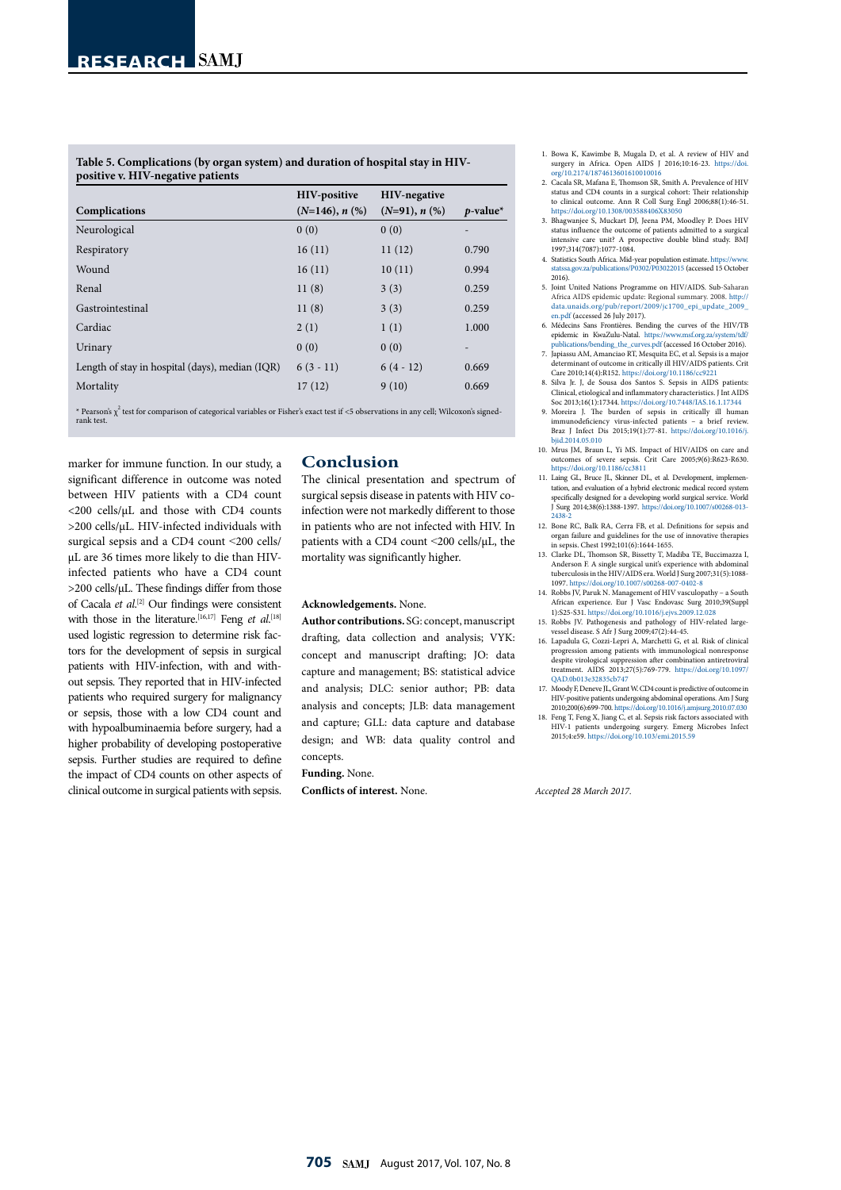**Table 5. Complications (by organ system) and duration of hospital stay in HIV-positive v. HIV-negative patients**

| Complications | HIV-positive ($N$=146), $n$ (%) | HIV-negative ($N$=91), $n$ (%) | $p$-value* |
|---|---|---|---|
| Neurological | 0 (0) | 0 (0) | - |
| Respiratory | 16 (11) | 11 (12) | 0.790 |
| Wound | 16 (11) | 10 (11) | 0.994 |
| Renal | 11 (8) | 3 (3) | 0.259 |
| Gastrointestinal | 11 (8) | 3 (3) | 0.259 |
| Cardiac | 2 (1) | 1 (1) | 1.000 |
| Urinary | 0 (0) | 0 (0) | - |
| Length of stay in hospital (days), median (IQR) | 6 (3 - 11) | 6 (4 - 12) | 0.669 |
| Mortality | 17 (12) | 9 (10) | 0.669 |

* Pearson's $\chi^2$ test for comparison of categorical variables or Fisher's exact test if <5 observations in any cell; Wilcoxon's signed-rank test.

marker for immune function. In our study, a significant difference in outcome was noted between HIV patients with a CD4 count <200 cells/µL and those with CD4 counts >200 cells/µL. HIV-infected individuals with surgical sepsis and a CD4 count <200 cells/µL are 36 times more likely to die than HIV-infected patients who have a CD4 count >200 cells/µL. These findings differ from those of Cacala *et al.*[2] Our findings were consistent with those in the literature.[16,17] Feng *et al.*[18] used logistic regression to determine risk factors for the development of sepsis in surgical patients with HIV-infection, with and without sepsis. They reported that in HIV-infected patients who required surgery for malignancy or sepsis, those with a low CD4 count and with hypoalbuminaemia before surgery, had a higher probability of developing postoperative sepsis. Further studies are required to define the impact of CD4 counts on other aspects of clinical outcome in surgical patients with sepsis.

## Conclusion

The clinical presentation and spectrum of surgical sepsis disease in patents with HIV co-infection were not markedly different to those in patients who are not infected with HIV. In patients with a CD4 count <200 cells/µL, the mortality was significantly higher.

**Acknowledgements.** None.

**Author contributions.** SG: concept, manuscript drafting, data collection and analysis; VYK: concept and manuscript drafting; JO: data capture and management; BS: statistical advice and analysis; DLC: senior author; PB: data analysis and concepts; JLB: data management and capture; GLL: data capture and database design; and WB: data quality control and concepts.

**Funding.** None.

**Conflicts of interest.** None.

1. Bowa K, Kawimbe B, Mugala D, et al. A review of HIV and surgery in Africa. Open AIDS J 2016;10:16-23. https://doi.org/10.2174/1874613601610010016
2. Cacala SR, Mafana E, Thomson SR, Smith A. Prevalence of HIV status and CD4 counts in a surgical cohort: Their relationship to clinical outcome. Ann R Coll Surg Engl 2006;88(1):46-51. https://doi.org/10.1308/003588406X83050
3. Bhagwanjee S, Muckart DJ, Jeena PM, Moodley P. Does HIV status influence the outcome of patients admitted to a surgical intensive care unit? A prospective double blind study. BMJ 1997;314(7087):1077-1084.
4. Statistics South Africa. Mid-year population estimate. https://www.statssa.gov.za/publications/P0302/P03022015 (accessed 15 October 2016).
5. Joint United Nations Programme on HIV/AIDS. Sub-Saharan Africa AIDS epidemic update: Regional summary. 2008. http://data.unaids.org/pub/report/2009/jc1700_epi_update_2009_en.pdf (accessed 26 July 2017).
6. Médecins Sans Frontières. Bending the curves of the HIV/TB epidemic in KwaZulu-Natal. https://www.msf.org.za/system/tdf/publications/bending_the_curves.pdf (accessed 16 October 2016).
7. Japiassu AM, Amanciao RT, Mesquita EC, et al. Sepsis is a major determinant of outcome in critically ill HIV/AIDS patients. Crit Care 2010;14(4):R152. https://doi.org/10.1186/cc9221
8. Silva Jr. J, de Sousa dos Santos S. Sepsis in AIDS patients: Clinical, etiological and inflammatory characteristics. J Int AIDS Soc 2013;16(1):17344. https://doi.org/10.7448/IAS.16.1.17344
9. Moreira J. The burden of sepsis in critically ill human immunodeficiency virus-infected patients – a brief review. Braz J Infect Dis 2015;19(1):77-81. https://doi.org/10.1016/j.bjid.2014.05.010
10. Mrus JM, Braun L, Yi MS. Impact of HIV/AIDS on care and outcomes of severe sepsis. Crit Care 2005;9(6):R623-R630. https://doi.org/10.1186/cc3811
11. Laing GL, Bruce JL, Skinner DL, et al. Development, implementation, and evaluation of a hybrid electronic medical record system specifically designed for a developing world surgical service. World J Surg 2014;38(6):1388-1397. https://doi.org/10.1007/s00268-013-2438-2
12. Bone RC, Balk RA, Cerra FB, et al. Definitions for sepsis and organ failure and guidelines for the use of innovative therapies in sepsis. Chest 1992;101(6):1644-1655.
13. Clarke DL, Thomson SR, Bissetty T, Madiba TE, Buccimazza I, Anderson F. A single surgical unit's experience with abdominal tuberculosis in the HIV/AIDS era. World J Surg 2007;31(5):1088-1097. https://doi.org/10.1007/s00268-007-0402-8
14. Robbs JV, Paruk N. Management of HIV vasculopathy – a South African experience. Eur J Vasc Endovasc Surg 2010;39(Suppl 1):S25-S31. https://doi.org/10.1016/j.ejvs.2009.12.028
15. Robbs JV. Pathogenesis and pathology of HIV-related large-vessel disease. S Afr J Surg 2009;47(2):44-45.
16. Lapadula G, Cozzi-Lepri A, Marchetti G, et al. Risk of clinical progression among patients with immunological nonresponse despite virological suppression after combination antiretroviral treatment. AIDS 2013;27(5):769-779. https://doi.org/10.1097/QAD.0b013e32835cb747
17. Moody F, Deneve JL, Grant W. CD4 count is predictive of outcome in HIV-positive patients undergoing abdominal operations. Am J Surg 2010;200(6):699-700. https://doi.org/10.1016/j.amjsurg.2010.07.030
18. Feng T, Feng X, Jiang C, et al. Sepsis risk factors associated with HIV-1 patients undergoing surgery. Emerg Microbes Infect 2015;4:e59. https://doi.org/10.103/emi.2015.59

*Accepted 28 March 2017.*